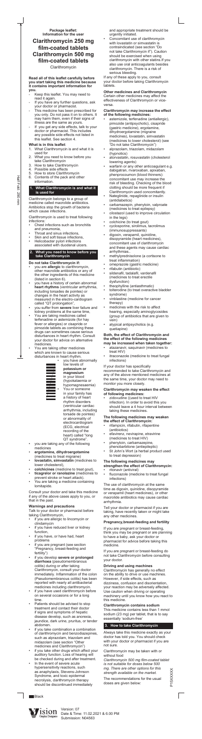**Package leaflet: Information for the user**

# Clarithromycin 250 mg film-coated tablets Clarithromycin 500 mg film-coated tablets

Clarithromycin

**Read all of this leaflet carefully before you start taking this medicine because it contains important information for you.**

- Keep this leaflet. You may need to read it again.
- If you have any further questions, ask your doctor or pharmacist.
- This medicine has been prescribed for you only. Do not pass it on to others. It may harm them, even if their signs of illness are the same as yours.
- If you get any side effects, talk to your doctor or pharmacist. This includes any possible side effects not listed in this leaflet. See section 4.

**What is in this leaflet**:

1. What Clarithromycin is and what it is used for
2. What you need to know before you take Clarithromycin
3. How to take Clarithromycin
4. Possible side effects
5. How to store Clarithromycin
6. Contents of the pack and other information.

## 1. What Clarithromycin is and what it is used for

Clarithromycin belongs to a group of medicine called macrolide antibiotics. Antibiotics stop the growth of bacteria which cause infections.

Clarithromycin is used to treat following infections:

- Chest infections such as bronchitis and pneumonia,
- Throat and sinus infections,
- Skin and soft tissue infections,
- Helicobacter pylori infections associated with duodenal ulcers.

## 2. What you need to know before you take Clarithromycin

**Do not take Clarithromycin if:**

- you are **allergic** to clarithromycin, other macrolide antibiotics or any of the other ingredients of this medicine (listed in section 6).
- you have a history of certain abnormal **heart rhythms** (ventricular arrhythmia, including torsades de pointes) or changes in the heart activity as measured in the electro-cardiogram called "QT prolongation".
- you suffer from **severe** liver failure and kidney problems at the same time,
- You are taking medicines called terfenadine or astemizole (for hay fever or allergies) or cisapride or pimozide tablets as combining these drugs can sometimes cause serious disturbances in heart rhythm. Consult your doctor for advice on alternative medicines.
- You are taking other medicines which are known to cause serious disturbances in heart rhythm.
- you have abnormally low levels of **potassium or magnesium** in your blood (hypokalaemia or hypomagnesaemia)
- You or someone in your family has a history of heart rhythm disorders (ventricular cardiac arrhythmia, including torsade de pointes) or abnormality of electrocardiogram (ECG, electrical recording of the heart) called "long QT syndrome".
- you are taking any of the following medicines
- **ergotamine, dihydroergotamine** (medicines to treat migraine)
- **lovastatin, simvastatin** (medicines to lower cholesterol),
- **colchicines** (medicine to treat gout),
- **ticagrelor or ranolazine** (medicines to prevent stroke or heart attack).
- You are taking a medicine containing lomitapide.

Consult your doctor and take this medicine if any of the above cases apply to you, or that in the past.

**Warnings and precautions**

Talk to your doctor or pharmacist before taking Clarithromycin,

- if you are allergic to lincomycin or clindamycin
- if you have reduced liver or kidney function,
- if you have, or have had, heart problems
- if you are pregnant (see section "Pregnancy, breast-feeding and fertility")
- if you develop **severe or prolonged diarrhoea** (pseudomembranous colitis) during or after taking Clarithromycin, consult your doctor immediately. Inflammation of the colon (Pseudomembranous colitis) has been reported with nearly all antibacterial medicines including clarithromycin.
- if you have used clarithromycin before on several occasions or for a long time.
- Patients should be advised to stop treatment and contact their doctor if signs and symptoms of hepatic disease develop, such as anorexia, jaundice, dark urine, pruritus, or tender abdomen.
- if you take combination a combination of clarithromycin and benzodiazepines, such as alprazolam, triazolam and midazolam (see section "Other medicines and Clarithromycin")
- if you take other drugs which affect your auditory function. Loss of hearing will be checked during and after treatment.
- In the event of severe acute hypersensitivity reactions, such as anaphylaxis, Stevens-Johnson Syndrome, and toxic epidermal necrolysis, clarithromycin therapy should be discontinued immediately and appropriate treatment should be urgently initiated.
- Concomitant use of clarithromycin with lovastatin or simvastatin is contraindicated (see section "Do not take Clarithromycin if"). Caution should be exercised when using clarithromycin with other statins.If you also use oral anticoagulants beside clarithromycin. There is a risk of serious bleeding.

If any of these apply to you, consult your doctor before taking Clarithromycin tablets.

**Other medicines and Clarithromycin**

Certain other medicines may affect the effectiveness of Clarithromycin or vice-versa.

**Clarithromycin may increase the effect of the following medicines:**

- astemizole, terfenadine (antiallergic), pimozide (antipsychotic), cisapride (gastric medicine), ergotamine, dihydroergotamine (migraine medicines), lovastatin, simvastatin (medicines to lower cholesterol) (see "Do not take Clarithromycin")
- alprazolam, triazolam, midazolam (hypnotics)
- atorvastatin, rosuvastatin (cholesterol lowering agents)
- warfarin or any other anticoagulant e.g. dabigatran, rivaroxaban, apixaban, phenprocoumon (blood thinners): concomitant use may increase the risk of bleeding. Checking of the blood clotting should be more frequent if Clarithromycin used concomitantly.
- Nateglinide, repaglinide or insulin (antidiabetics)
- carbamazepin, phenytoin, valproate (medicines to treat epilepsy)
- cilostazol (used to improve circulation in the legs)
- colchicine (to treat gout)
- cyclosporine, sirolimus, tacrolimus (immunosuppressants)
- digoxin, verapamil, quinidine, disopyramide (heart medicines), concomitant use of clarithromycin and these agents may cause cardiac arrhythmias..
- methylprednisolone (a cortisone to treat inflammation)
- omeprazole (gastric medicine)
- rifabutin (antibiotic)
- sildenafil, tadalafil, vardenafil (medicines to treat erectile dysfunction)
- theophylline (antiasthmatic)
- tolterodine (to treat overactive bladder syndrome)
- vinblastine (medicine for cancer therapy)
- medicines with the risk to affect hearing, especially aminoglycosides (group of antibiotics that are given to vein)
- atypical antipsychotics (e.g. quetiapine)

**Both, the effect of Clarithromycin and the effect of the following medicines may be increased when taken together:**

- atazanavir, saquinavir (medicines to treat HIV)
- itraconazole (medicine to treat fungal infections)

If your doctor has specifically recommended to take Clarithromycin and any of the above mentioned medicines at the same time, your doctor may need to monitor you more closely.

**Clarithromycin may weaken the effect of following medicines:**

- zidovudine (used to treat HIV infection). In order to avoid this you should leave a 4 hour interval between taking these medicines.

**The following medicines may weaken the effect of Clarithromycin:**

- rifampicin, rifabutin, rifapentine (antibiotics)
- efavirenz, nevirapine, etravirine (medicines to treat HIV)
- phenytoin, carbamazepine, phenobarbitone (antiepileptic)
- St John's Wort (a herbal product used to treat depression)

**The following medicines may strengthen the effect of Clarithromycin:**

- ritonavir (antiviral)
- fluconazole (medicine to treat fungal infections)

The use of clarithromycin at the same time as digoxin, quinidine, disopyramide or verapamil (heart medicines), or other macrolide antibiotics may cause cardiac arrhythmia.

Tell your doctor or pharmacist if you are taking, have recently taken or might take any other medicines.

**Pregnancy,breast-feeding and fertility**

If you are pregnant or breast-feeding, think you may be pregnant or are planning to have a baby, ask your doctor or pharmacist for advice before taking this medicine.

If you are pregnant or breast-feeding do not take Clarithromycin before consulting your doctor.

**Driving and using machines**

Clarithromycin has generally no effect on the ability to drive or use machines. However, if side effects, such as dizziness, confusion and disorientation, your reaction may be adversely affected. Use caution when driving or operating machinery until you know how you react to this medicine.

**Clarithromycin contains sodium**

This medicine contains less than 1 mmol sodium (23 mg) per tablet, that is to say essentially 'sodium-free'

## 3. How to take Clarithromycin

Always take this medicine exactly as your doctor has told you. You should check with your doctor or pharmacist if you are not sure.

Clarithromycin may be taken with or without food

*Clarithromycin 500 mg film-coated tablet is not suitable for doses below 500 mg. There are other options for this strength available on the market.*

The recommendations for the usual doses are given below: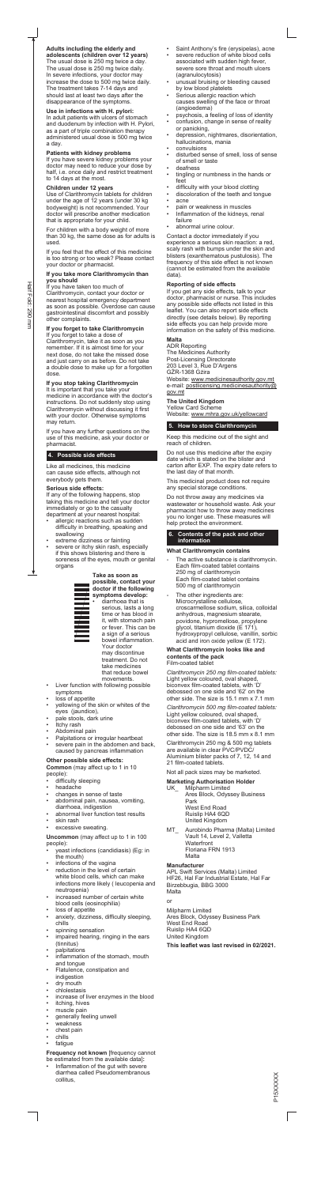**Adults including the elderly and adolescents (children over 12 years)**
The usual dose is 250 mg twice a day. The usual dose is 250 mg twice daily. In severe infections, your doctor may increase the dose to 500 mg twice daily. The treatment takes 7-14 days and should last at least two days after the disappearance of the symptoms.

**Use in infections with H. pylori:**
In adult patients with ulcers of stomach and duodenum by infection with H. Pylori, as a part of triple combination therapy administered usual dose is 500 mg twice a day.

**Patients with kidney problems**
If you have severe kidney problems your doctor may need to reduce your dose by half, i.e. once daily and restrict treatment to 14 days at the most.

**Children under 12 years**
Use of Clarithromycin tablets for children under the age of 12 years (under 30 kg bodyweight) is not recommended. Your doctor will prescribe another medication that is appropriate for your child.

For children with a body weight of more than 30 kg, the same dose as for adults is used.

If you feel that the effect of this medicine is too strong or too weak? Please contact your doctor or pharmacist.

**If you take more Clarithromycin than you should**
If you have taken too much of Clarithromycin, contact your doctor or nearest hospital emergency department as soon as possible. Overdose can cause gastrointestinal discomfort and possibly other complaints.

**If you forget to take Clarithromycin**
If you forget to take a dose of Clarithromycin, take it as soon as you remember. If it is almost time for your next dose, do not take the missed dose and just carry on as before. Do not take a double dose to make up for a forgotten dose.

**If you stop taking Clarithromycin**
It is important that you take your medicine in accordance with the doctor's instructions. Do not suddenly stop using Clarithromycin without discussing it first with your doctor. Otherwise symptoms may return.

If you have any further questions on the use of this medicine, ask your doctor or pharmacist.

## 4. Possible side effects

Like all medicines, this medicine can cause side effects, although not everybody gets them.

**Serious side effects:**
If any of the following happens, stop taking this medicine and tell your doctor immediately or go to the casualty department at your nearest hospital:

- allergic reactions such as sudden difficulty in breathing, speaking and swallowing
- extreme dizziness or fainting
- severe or itchy skin rash, especially if this shows blistering and there is soreness of the eyes, mouth or genital organs

**Take as soon as possible, contact your doctor if the following symptoms develop:**

- diarrhoea that is serious, lasts a long time or has blood in it, with stomach pain or fever. This can be a sign of a serious bowel inflammation. Your doctor may discontinue treatment. Do not take medicines that reduce bowel movements.

- Liver function with following possible symptoms
- loss of appetite
- yellowing of the skin or whites of the eyes (jaundice),
- pale stools, dark urine
- itchy rash
- Abdominal pain
- Palpitations or irregular heartbeat
- severe pain in the abdomen and back, caused by pancreas inflammation

**Other possible side effects:**
**Common** (may affect up to 1 in 10 people):

- difficulty sleeping
- headache
- changes in sense of taste
- abdominal pain, nausea, vomiting, diarrhoea, indigestion
- abnormal liver function test results
- skin rash
- excessive sweating.

**Uncommon** (may affect up to 1 in 100 people):

- yeast infections (candidiasis) (Eg: in the mouth)
- infections of the vagina
- reduction in the level of certain white blood cells, which can make infections more likely ( leucopenia and neutropenia)
- increased number of certain white blood cells (eosinophilia)
- loss of appetite
- anxiety, dizziness, difficulty sleeping, chills
- spinning sensation
- impaired hearing, ringing in the ears (tinnitus)
- palpitations
- inflammation of the stomach, mouth and tongue
- Flatulence, constipation and indigestion
- dry mouth
- cholestasis
- increase of liver enzymes in the blood
- itching, hives
- muscle pain
- generally feeling unwell
- weakness
- chest pain
- chills
- fatigue

**Frequency not known** [frequency cannot be estimated from the available data]:

- Inflammation of the gut with severe diarrhea called Pseudomembranous colitus,
- Saint Anthony's fire (erysipelas), acne
- severe reduction of white blood cells associated with sudden high fever, severe sore throat and mouth ulcers (agranulocytosis)
- unusual bruising or bleeding caused by low blood platelets
- Serious allergic reaction which causes swelling of the face or throat (angioedema)
- psychosis, a feeling of loss of identity
- confusion, change in sense of reality or panicking,
- depression, nightmares, disorientation, hallucinations, mania
- convulsions
- disturbed sense of smell, loss of sense of smell or taste
- deafness
- tingling or numbness in the hands or feet
- difficulty with your blood clotting
- discoloration of the teeth and tongue
- acne
- pain or weakness in muscles
- Inflammation of the kidneys, renal failure
- abnormal urine colour.

Contact a doctor immediately if you experience a serious skin reaction: a red, scaly rash with bumps under the skin and blisters (exanthematous pustulosis). The frequency of this side effect is not known (cannot be estimated from the available data).

**Reporting of side effects**
If you get any side effects, talk to your doctor, pharmacist or nurse. This includes any possible side effects not listed in this leaflet. You can also report side effects directly (see details below). By reporting side effects you can help provide more information on the safety of this medicine.

**Malta**
ADR Reporting
The Medicines Authority
Post-Licensing Directorate
203 Level 3, Rue D'Argens
GZR-1368 Gzira
Website: www.medicinesauthority.gov.mt
e-mail: postlicensing.medicinesauthority@gov.mt

**The United Kingdom**
Yellow Card Scheme
Website: www.mhra.gov.uk/yellowcard

## 5. How to store Clarithromycin

Keep this medicine out of the sight and reach of children.

Do not use this medicine after the expiry date which is stated on the blister and carton after EXP. The expiry date refers to the last day of that month.

This medicinal product does not require any special storage conditions.

Do not throw away any medicines via wastewater or household waste. Ask your pharmacist how to throw away medicines you no longer use. These measures will help protect the environment.

## 6. Contents of the pack and other information

**What Clarithromycin contains**

- The active substance is clarithromycin. Each film-coated tablet contains 250 mg of clarithromycin. Each film-coated tablet contains 500 mg of clarithromycin
- The other ingredients are: Microcrystalline cellulose, croscarmellose sodium, silica, colloidal anhydrous, magnesium stearate, povidone, hypromellose, propylene glycol, titanium dioxide (E 171), hydroxypropyl cellulose, vanillin, sorbic acid and iron oxide yellow (E 172).

**What Clarithromycin looks like and contents of the pack**
Film-coated tablet

*Clarithromycin 250 mg film-coated tablets:* Light yellow coloured, oval shaped, biconvex film-coated tablets, with 'D' debossed on one side and '62' on the other side. The size is 15.1 mm x 7.1 mm

*Clarithromycin 500 mg film-coated tablets:* Light yellow coloured, oval shaped, biconvex film-coated tablets, with 'D' debossed on one side and '63' on the other side. The size is 18.5 mm x 8.1 mm

Clarithromycin 250 mg & 500 mg tablets are available in clear PVC/PVDC/Aluminium blister packs of 7, 12, 14 and 21 film-coated tablets.

Not all pack sizes may be marketed.

**Marketing Authorisation Holder**
UK_ Milpharm Limited
Ares Block, Odyssey Business Park
West End Road
Ruislip HA4 6QD
United Kingdom

MT_ Aurobindo Pharma (Malta) Limited
Vault 14, Level 2, Valletta Waterfront
Floriana FRN 1913
Malta

**Manufacturer**
APL Swift Services (Malta) Limited
HF26, Hal Far Industrial Estate, Hal Far
Birzebbugia, BBG 3000
Malta

or

Milpharm Limited
Ares Block, Odyssey Business Park
West End Road
Ruislip HA4 6QD
United Kingdom

**This leaflet was last revised in 02/2021.**